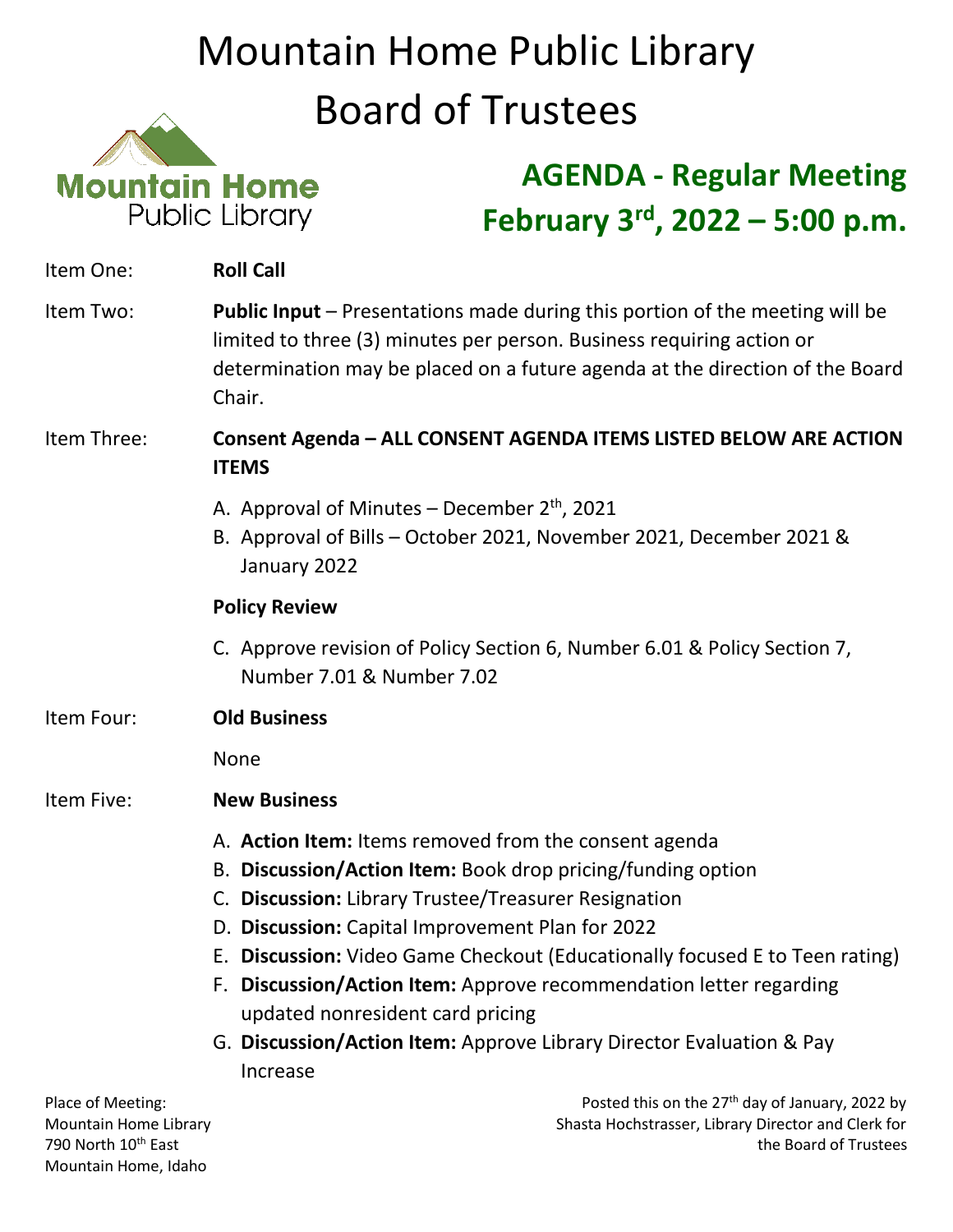# Mountain Home Public Library
# Board of Trustees

Mountain Home Public Library

## AGENDA - Regular Meeting
## February 3rd, 2022 – 5:00 p.m.

Item One: **Roll Call**

Item Two: **Public Input** – Presentations made during this portion of the meeting will be limited to three (3) minutes per person. Business requiring action or determination may be placed on a future agenda at the direction of the Board Chair.

Item Three: **Consent Agenda – ALL CONSENT AGENDA ITEMS LISTED BELOW ARE ACTION ITEMS**

A. Approval of Minutes – December 2th, 2021
B. Approval of Bills – October 2021, November 2021, December 2021 & January 2022

**Policy Review**

C. Approve revision of Policy Section 6, Number 6.01 & Policy Section 7, Number 7.01 & Number 7.02

Item Four: **Old Business**

None

Item Five: **New Business**

A. **Action Item:** Items removed from the consent agenda
B. **Discussion/Action Item:** Book drop pricing/funding option
C. **Discussion:** Library Trustee/Treasurer Resignation
D. **Discussion:** Capital Improvement Plan for 2022
E. **Discussion:** Video Game Checkout (Educationally focused E to Teen rating)
F. **Discussion/Action Item:** Approve recommendation letter regarding updated nonresident card pricing
G. **Discussion/Action Item:** Approve Library Director Evaluation & Pay Increase

Place of Meeting:
Mountain Home Library
790 North 10th East
Mountain Home, Idaho

Posted this on the 27th day of January, 2022 by Shasta Hochstrasser, Library Director and Clerk for the Board of Trustees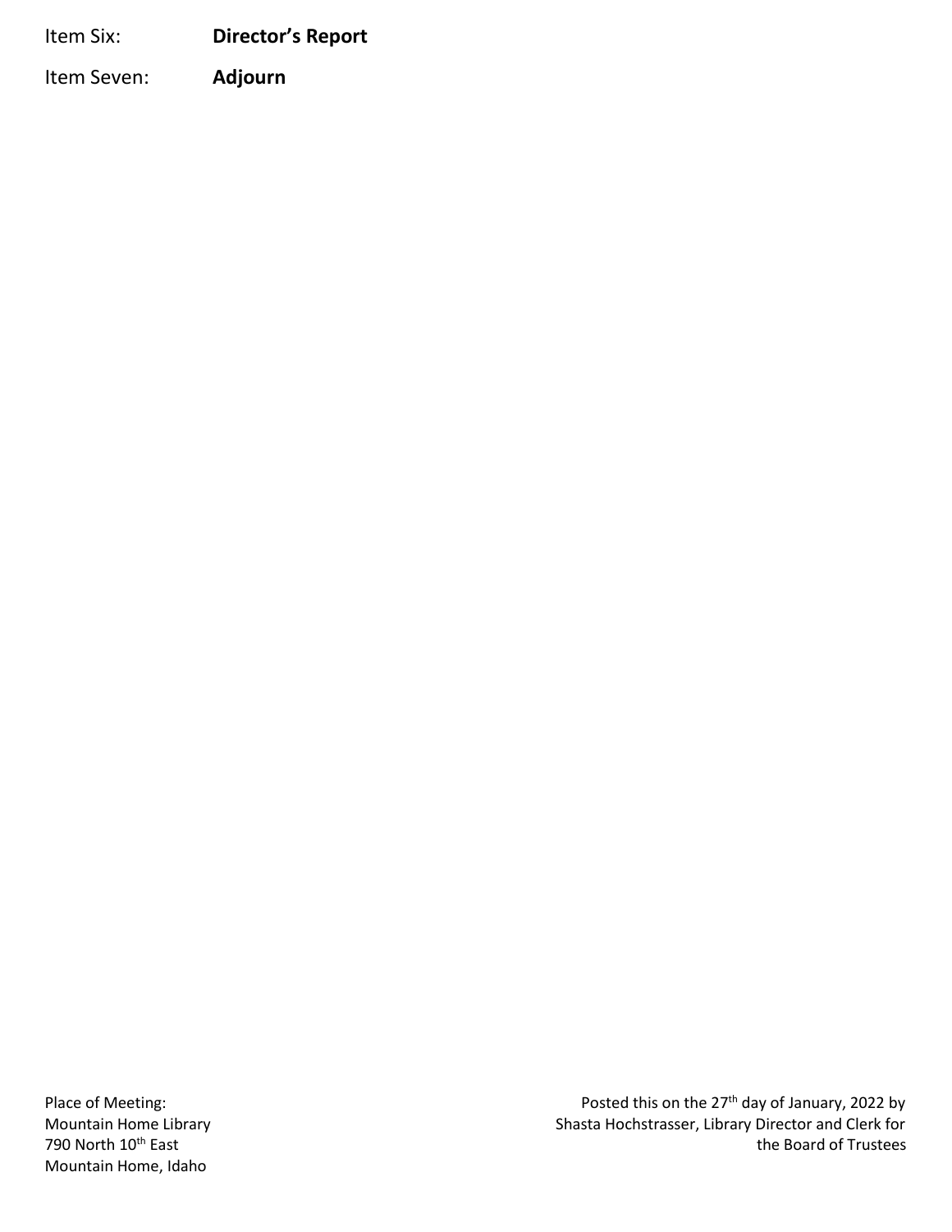Item Six: **Director's Report**

Item Seven: **Adjourn**

Place of Meeting:
Mountain Home Library
790 North 10th East
Mountain Home, Idaho

Posted this on the 27th day of January, 2022 by
Shasta Hochstrasser, Library Director and Clerk for
the Board of Trustees